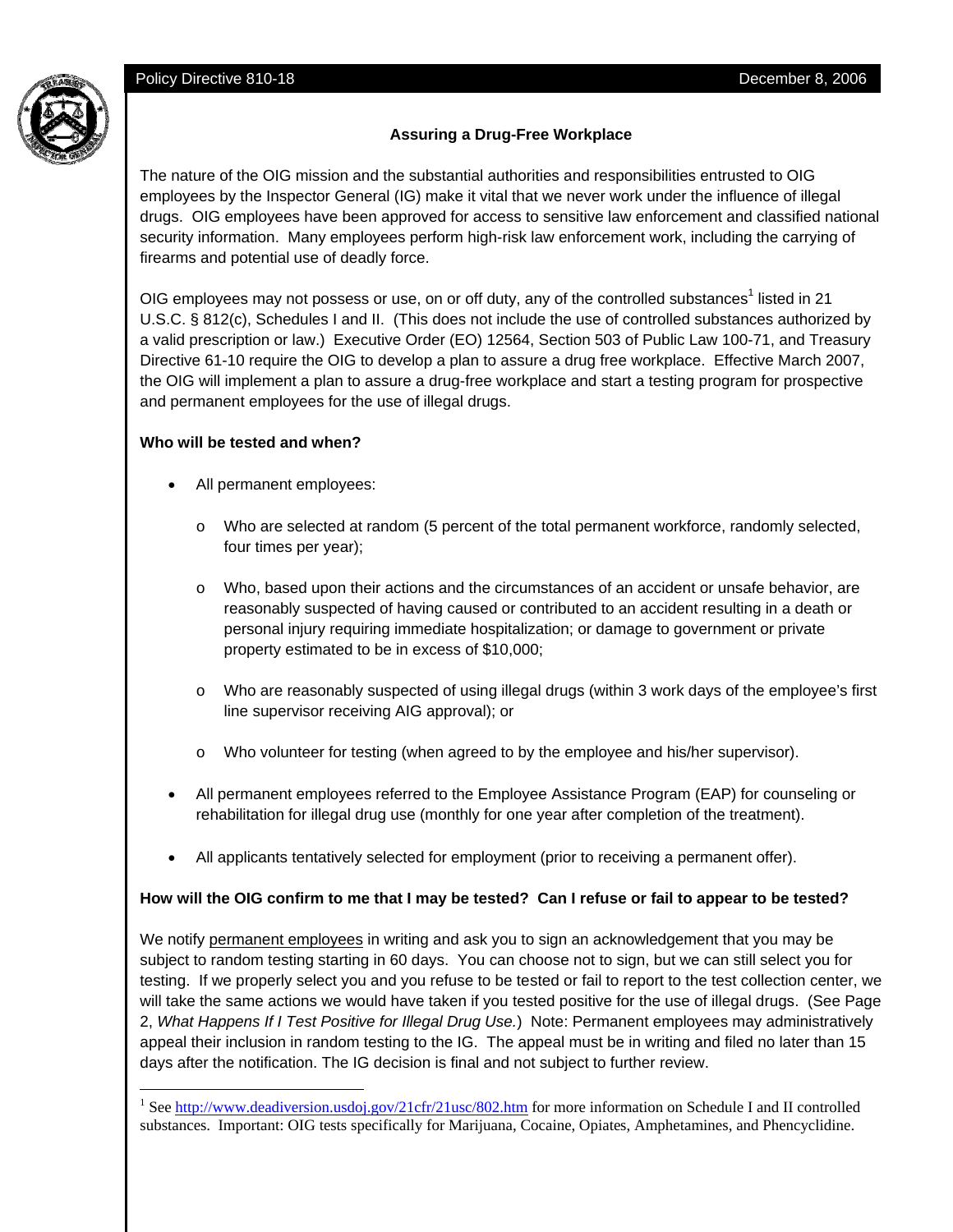Policy Directive 810-18 December 8, 2006

**Assuring a Drug-Free Workplace**

The nature of the OIG mission and the substantial authorities and responsibilities entrusted to OIG employees by the Inspector General (IG) make it vital that we never work under the influence of illegal drugs. OIG employees have been approved for access to sensitive law enforcement and classified national security information. Many employees perform high-risk law enforcement work, including the carrying of firearms and potential use of deadly force.

OIG employees may not possess or use, on or off duty, any of the controlled substances[1] listed in 21 U.S.C. § 812(c), Schedules I and II. (This does not include the use of controlled substances authorized by a valid prescription or law.) Executive Order (EO) 12564, Section 503 of Public Law 100-71, and Treasury Directive 61-10 require the OIG to develop a plan to assure a drug free workplace. Effective March 2007, the OIG will implement a plan to assure a drug-free workplace and start a testing program for prospective and permanent employees for the use of illegal drugs.

**Who will be tested and when?**

- All permanent employees:
  - Who are selected at random (5 percent of the total permanent workforce, randomly selected, four times per year);
  - Who, based upon their actions and the circumstances of an accident or unsafe behavior, are reasonably suspected of having caused or contributed to an accident resulting in a death or personal injury requiring immediate hospitalization; or damage to government or private property estimated to be in excess of $10,000;
  - Who are reasonably suspected of using illegal drugs (within 3 work days of the employee's first line supervisor receiving AIG approval); or
  - Who volunteer for testing (when agreed to by the employee and his/her supervisor).
- All permanent employees referred to the Employee Assistance Program (EAP) for counseling or rehabilitation for illegal drug use (monthly for one year after completion of the treatment).
- All applicants tentatively selected for employment (prior to receiving a permanent offer).

**How will the OIG confirm to me that I may be tested? Can I refuse or fail to appear to be tested?**

We notify <u>permanent employees</u> in writing and ask you to sign an acknowledgement that you may be subject to random testing starting in 60 days. You can choose not to sign, but we can still select you for testing. If we properly select you and you refuse to be tested or fail to report to the test collection center, we will take the same actions we would have taken if you tested positive for the use of illegal drugs. (See Page 2, *What Happens If I Test Positive for Illegal Drug Use.*) Note: Permanent employees may administratively appeal their inclusion in random testing to the IG. The appeal must be in writing and filed no later than 15 days after the notification. The IG decision is final and not subject to further review.

---

[1] See http://www.deadiversion.usdoj.gov/21cfr/21usc/802.htm for more information on Schedule I and II controlled substances. Important: OIG tests specifically for Marijuana, Cocaine, Opiates, Amphetamines, and Phencyclidine.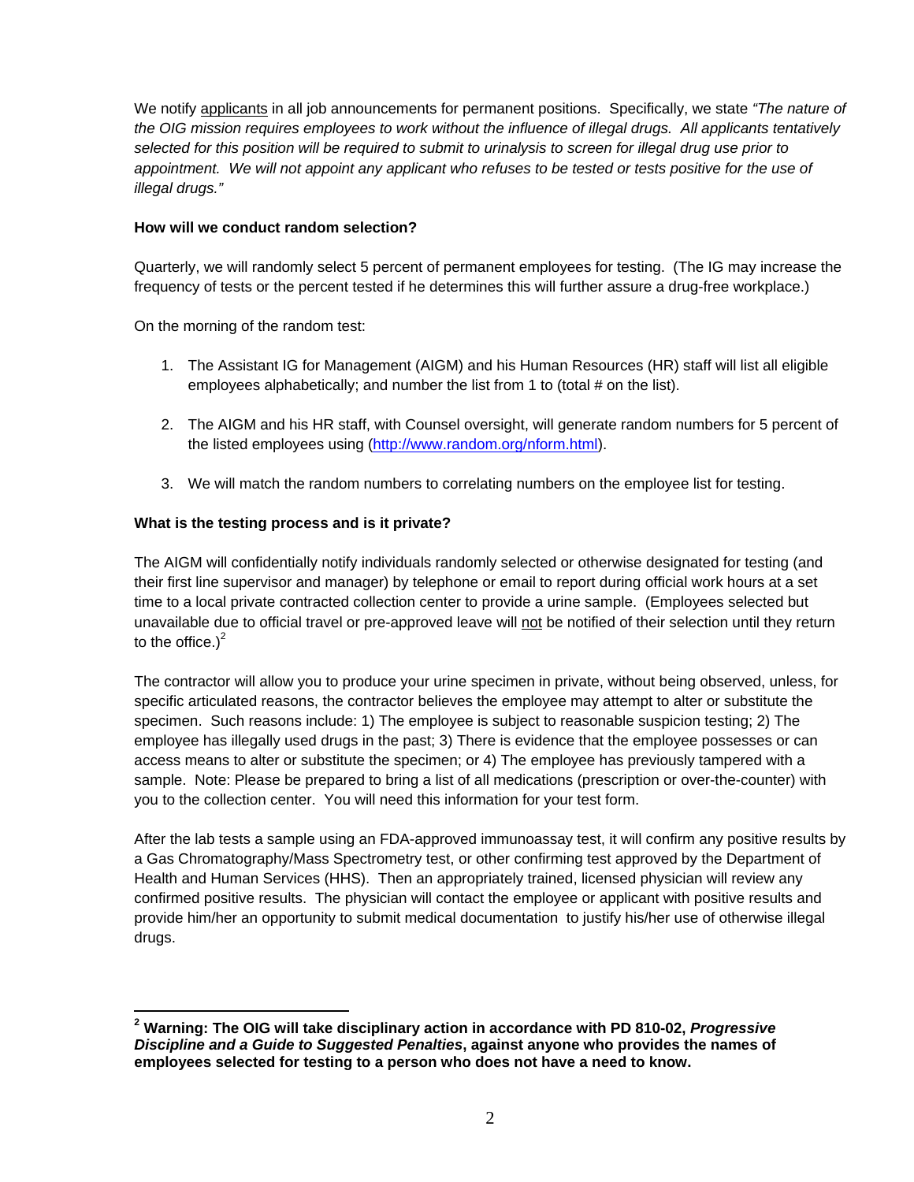We notify <u>applicants</u> in all job announcements for permanent positions. Specifically, we state *"The nature of the OIG mission requires employees to work without the influence of illegal drugs. All applicants tentatively selected for this position will be required to submit to urinalysis to screen for illegal drug use prior to appointment. We will not appoint any applicant who refuses to be tested or tests positive for the use of illegal drugs."*

**How will we conduct random selection?**

Quarterly, we will randomly select 5 percent of permanent employees for testing. (The IG may increase the frequency of tests or the percent tested if he determines this will further assure a drug-free workplace.)

On the morning of the random test:

1. The Assistant IG for Management (AIGM) and his Human Resources (HR) staff will list all eligible employees alphabetically; and number the list from 1 to (total # on the list).

2. The AIGM and his HR staff, with Counsel oversight, will generate random numbers for 5 percent of the listed employees using (http://www.random.org/nform.html).

3. We will match the random numbers to correlating numbers on the employee list for testing.

**What is the testing process and is it private?**

The AIGM will confidentially notify individuals randomly selected or otherwise designated for testing (and their first line supervisor and manager) by telephone or email to report during official work hours at a set time to a local private contracted collection center to provide a urine sample. (Employees selected but unavailable due to official travel or pre-approved leave will <u>not</u> be notified of their selection until they return to the office.)[2]

The contractor will allow you to produce your urine specimen in private, without being observed, unless, for specific articulated reasons, the contractor believes the employee may attempt to alter or substitute the specimen. Such reasons include: 1) The employee is subject to reasonable suspicion testing; 2) The employee has illegally used drugs in the past; 3) There is evidence that the employee possesses or can access means to alter or substitute the specimen; or 4) The employee has previously tampered with a sample. Note: Please be prepared to bring a list of all medications (prescription or over-the-counter) with you to the collection center. You will need this information for your test form.

After the lab tests a sample using an FDA-approved immunoassay test, it will confirm any positive results by a Gas Chromatography/Mass Spectrometry test, or other confirming test approved by the Department of Health and Human Services (HHS). Then an appropriately trained, licensed physician will review any confirmed positive results. The physician will contact the employee or applicant with positive results and provide him/her an opportunity to submit medical documentation to justify his/her use of otherwise illegal drugs.

---

[2] **Warning: The OIG will take disciplinary action in accordance with PD 810-02, *Progressive Discipline and a Guide to Suggested Penalties*, against anyone who provides the names of employees selected for testing to a person who does not have a need to know.**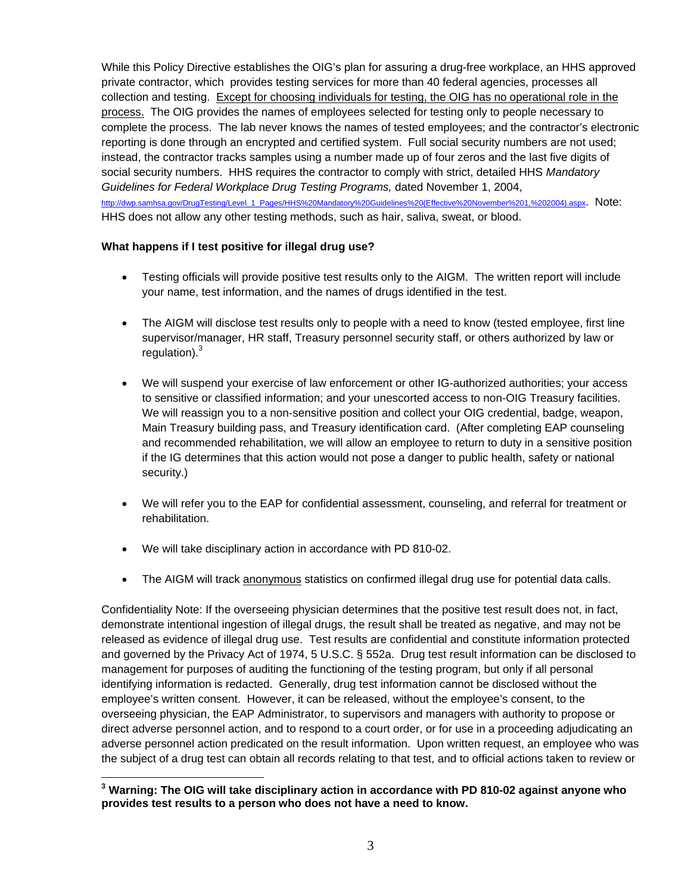While this Policy Directive establishes the OIG's plan for assuring a drug-free workplace, an HHS approved private contractor, which provides testing services for more than 40 federal agencies, processes all collection and testing. <u>Except for choosing individuals for testing, the OIG has no operational role in the process.</u> The OIG provides the names of employees selected for testing only to people necessary to complete the process. The lab never knows the names of tested employees; and the contractor's electronic reporting is done through an encrypted and certified system. Full social security numbers are not used; instead, the contractor tracks samples using a number made up of four zeros and the last five digits of social security numbers. HHS requires the contractor to comply with strict, detailed HHS *Mandatory Guidelines for Federal Workplace Drug Testing Programs,* dated November 1, 2004, http://dwp.samhsa.gov/DrugTesting/Level_1_Pages/HHS%20Mandatory%20Guidelines%20(Effective%20November%201,%202004).aspx. Note: HHS does not allow any other testing methods, such as hair, saliva, sweat, or blood.

**What happens if I test positive for illegal drug use?**

- Testing officials will provide positive test results only to the AIGM. The written report will include your name, test information, and the names of drugs identified in the test.
- The AIGM will disclose test results only to people with a need to know (tested employee, first line supervisor/manager, HR staff, Treasury personnel security staff, or others authorized by law or regulation).[3]
- We will suspend your exercise of law enforcement or other IG-authorized authorities; your access to sensitive or classified information; and your unescorted access to non-OIG Treasury facilities. We will reassign you to a non-sensitive position and collect your OIG credential, badge, weapon, Main Treasury building pass, and Treasury identification card. (After completing EAP counseling and recommended rehabilitation, we will allow an employee to return to duty in a sensitive position if the IG determines that this action would not pose a danger to public health, safety or national security.)
- We will refer you to the EAP for confidential assessment, counseling, and referral for treatment or rehabilitation.
- We will take disciplinary action in accordance with PD 810-02.
- The AIGM will track <u>anonymous</u> statistics on confirmed illegal drug use for potential data calls.

Confidentiality Note: If the overseeing physician determines that the positive test result does not, in fact, demonstrate intentional ingestion of illegal drugs, the result shall be treated as negative, and may not be released as evidence of illegal drug use. Test results are confidential and constitute information protected and governed by the Privacy Act of 1974, 5 U.S.C. § 552a. Drug test result information can be disclosed to management for purposes of auditing the functioning of the testing program, but only if all personal identifying information is redacted. Generally, drug test information cannot be disclosed without the employee's written consent. However, it can be released, without the employee's consent, to the overseeing physician, the EAP Administrator, to supervisors and managers with authority to propose or direct adverse personnel action, and to respond to a court order, or for use in a proceeding adjudicating an adverse personnel action predicated on the result information. Upon written request, an employee who was the subject of a drug test can obtain all records relating to that test, and to official actions taken to review or

---

[3] **Warning: The OIG will take disciplinary action in accordance with PD 810-02 against anyone who provides test results to a person who does not have a need to know.**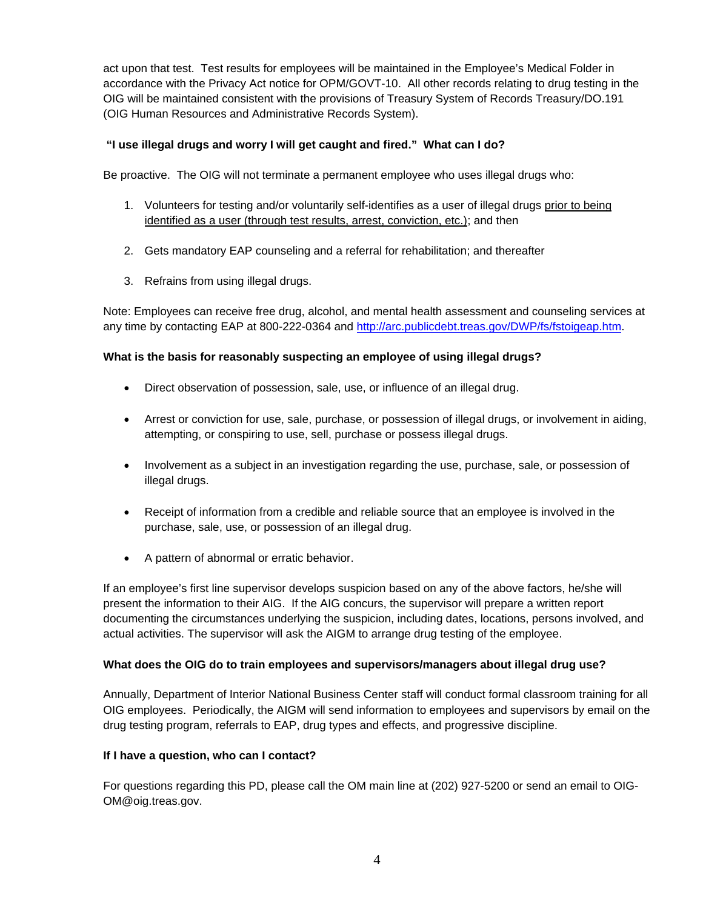act upon that test. Test results for employees will be maintained in the Employee's Medical Folder in accordance with the Privacy Act notice for OPM/GOVT-10. All other records relating to drug testing in the OIG will be maintained consistent with the provisions of Treasury System of Records Treasury/DO.191 (OIG Human Resources and Administrative Records System).

**"I use illegal drugs and worry I will get caught and fired." What can I do?**

Be proactive. The OIG will not terminate a permanent employee who uses illegal drugs who:

1. Volunteers for testing and/or voluntarily self-identifies as a user of illegal drugs <u>prior to being identified as a user (through test results, arrest, conviction, etc.)</u>; and then
2. Gets mandatory EAP counseling and a referral for rehabilitation; and thereafter
3. Refrains from using illegal drugs.

Note: Employees can receive free drug, alcohol, and mental health assessment and counseling services at any time by contacting EAP at 800-222-0364 and http://arc.publicdebt.treas.gov/DWP/fs/fstoigeap.htm.

**What is the basis for reasonably suspecting an employee of using illegal drugs?**

- Direct observation of possession, sale, use, or influence of an illegal drug.
- Arrest or conviction for use, sale, purchase, or possession of illegal drugs, or involvement in aiding, attempting, or conspiring to use, sell, purchase or possess illegal drugs.
- Involvement as a subject in an investigation regarding the use, purchase, sale, or possession of illegal drugs.
- Receipt of information from a credible and reliable source that an employee is involved in the purchase, sale, use, or possession of an illegal drug.
- A pattern of abnormal or erratic behavior.

If an employee's first line supervisor develops suspicion based on any of the above factors, he/she will present the information to their AIG. If the AIG concurs, the supervisor will prepare a written report documenting the circumstances underlying the suspicion, including dates, locations, persons involved, and actual activities. The supervisor will ask the AIGM to arrange drug testing of the employee.

**What does the OIG do to train employees and supervisors/managers about illegal drug use?**

Annually, Department of Interior National Business Center staff will conduct formal classroom training for all OIG employees. Periodically, the AIGM will send information to employees and supervisors by email on the drug testing program, referrals to EAP, drug types and effects, and progressive discipline.

**If I have a question, who can I contact?**

For questions regarding this PD, please call the OM main line at (202) 927-5200 or send an email to OIG-OM@oig.treas.gov.